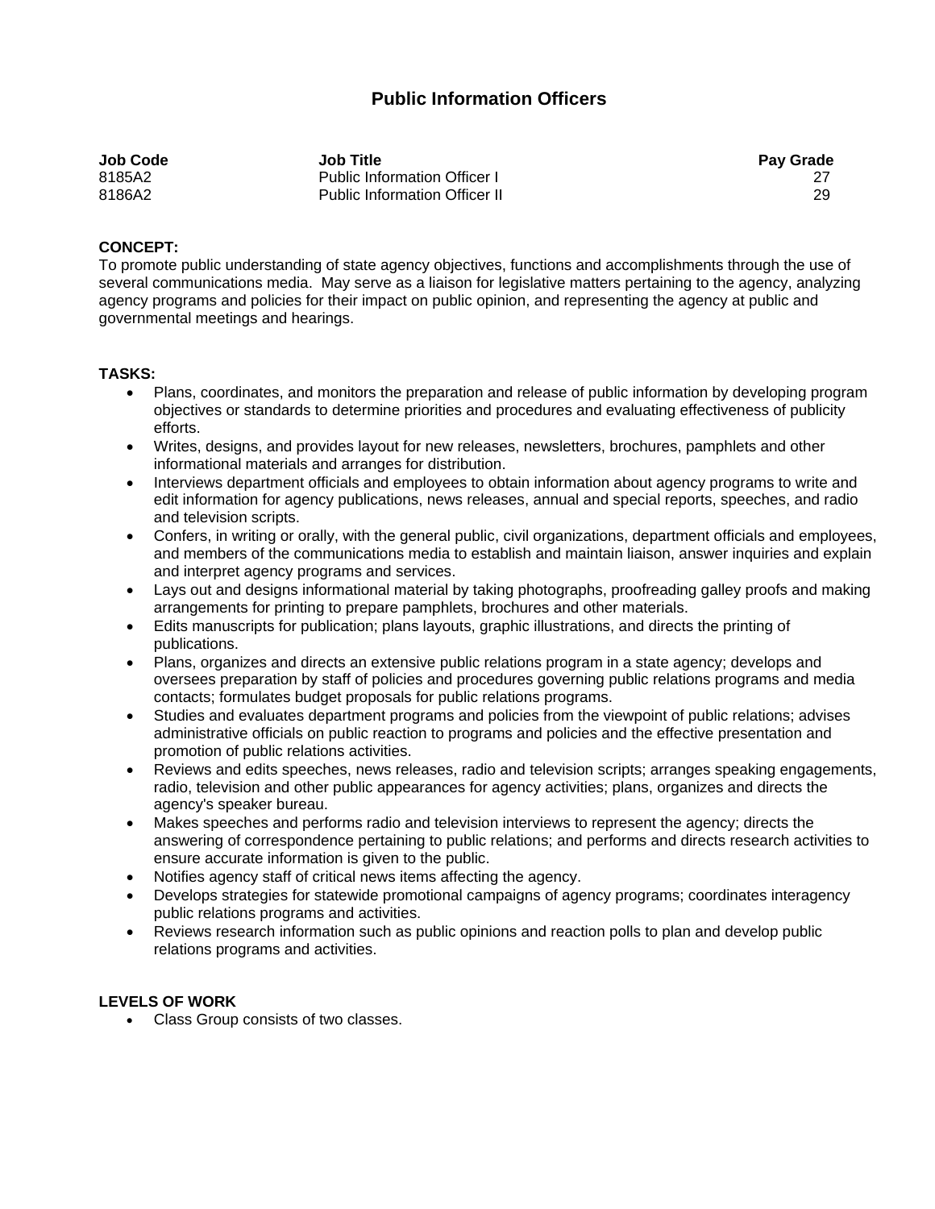# Public Information Officers

| Job Code | Job Title | Pay Grade |
|---|---|---|
| 8185A2 | Public Information Officer I | 27 |
| 8186A2 | Public Information Officer II | 29 |

**CONCEPT:**
To promote public understanding of state agency objectives, functions and accomplishments through the use of several communications media. May serve as a liaison for legislative matters pertaining to the agency, analyzing agency programs and policies for their impact on public opinion, and representing the agency at public and governmental meetings and hearings.

**TASKS:**

- Plans, coordinates, and monitors the preparation and release of public information by developing program objectives or standards to determine priorities and procedures and evaluating effectiveness of publicity efforts.
- Writes, designs, and provides layout for new releases, newsletters, brochures, pamphlets and other informational materials and arranges for distribution.
- Interviews department officials and employees to obtain information about agency programs to write and edit information for agency publications, news releases, annual and special reports, speeches, and radio and television scripts.
- Confers, in writing or orally, with the general public, civil organizations, department officials and employees, and members of the communications media to establish and maintain liaison, answer inquiries and explain and interpret agency programs and services.
- Lays out and designs informational material by taking photographs, proofreading galley proofs and making arrangements for printing to prepare pamphlets, brochures and other materials.
- Edits manuscripts for publication; plans layouts, graphic illustrations, and directs the printing of publications.
- Plans, organizes and directs an extensive public relations program in a state agency; develops and oversees preparation by staff of policies and procedures governing public relations programs and media contacts; formulates budget proposals for public relations programs.
- Studies and evaluates department programs and policies from the viewpoint of public relations; advises administrative officials on public reaction to programs and policies and the effective presentation and promotion of public relations activities.
- Reviews and edits speeches, news releases, radio and television scripts; arranges speaking engagements, radio, television and other public appearances for agency activities; plans, organizes and directs the agency's speaker bureau.
- Makes speeches and performs radio and television interviews to represent the agency; directs the answering of correspondence pertaining to public relations; and performs and directs research activities to ensure accurate information is given to the public.
- Notifies agency staff of critical news items affecting the agency.
- Develops strategies for statewide promotional campaigns of agency programs; coordinates interagency public relations programs and activities.
- Reviews research information such as public opinions and reaction polls to plan and develop public relations programs and activities.

**LEVELS OF WORK**

- Class Group consists of two classes.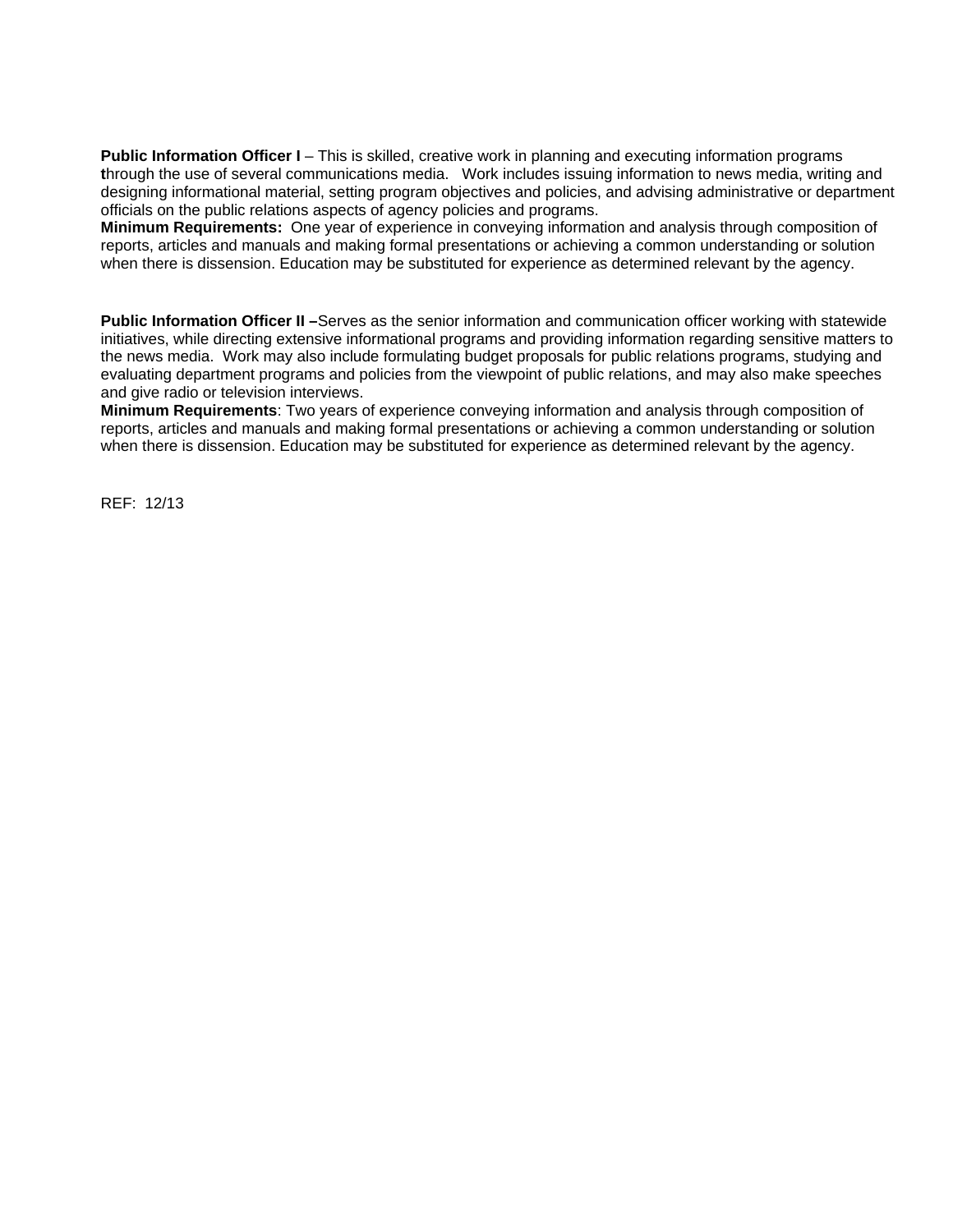**Public Information Officer I** – This is skilled, creative work in planning and executing information programs through the use of several communications media. Work includes issuing information to news media, writing and designing informational material, setting program objectives and policies, and advising administrative or department officials on the public relations aspects of agency policies and programs.
**Minimum Requirements:** One year of experience in conveying information and analysis through composition of reports, articles and manuals and making formal presentations or achieving a common understanding or solution when there is dissension. Education may be substituted for experience as determined relevant by the agency.

**Public Information Officer II** –Serves as the senior information and communication officer working with statewide initiatives, while directing extensive informational programs and providing information regarding sensitive matters to the news media. Work may also include formulating budget proposals for public relations programs, studying and evaluating department programs and policies from the viewpoint of public relations, and may also make speeches and give radio or television interviews.
**Minimum Requirements**: Two years of experience conveying information and analysis through composition of reports, articles and manuals and making formal presentations or achieving a common understanding or solution when there is dissension. Education may be substituted for experience as determined relevant by the agency.

REF: 12/13